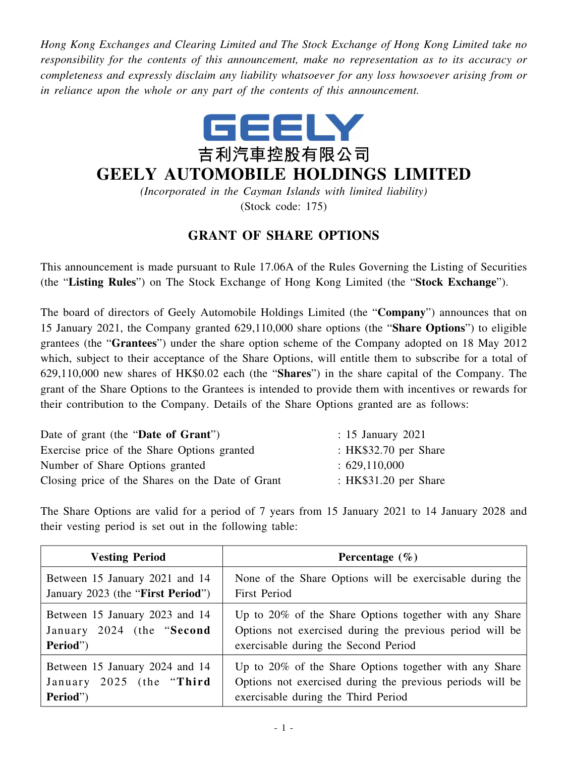*Hong Kong Exchanges and Clearing Limited and The Stock Exchange of Hong Kong Limited take no responsibility for the contents of this announcement, make no representation as to its accuracy or completeness and expressly disclaim any liability whatsoever for any loss howsoever arising from or in reliance upon the whole or any part of the contents of this announcement.*

GEELY

吉利汽車控股有限公司

# GEELY AUTOMOBILE HOLDINGS LIMITED

*(Incorporated in the Cayman Islands with limited liability)*

(Stock code: 175)

## GRANT OF SHARE OPTIONS

This announcement is made pursuant to Rule 17.06A of the Rules Governing the Listing of Securities (the "**Listing Rules**") on The Stock Exchange of Hong Kong Limited (the "**Stock Exchange**").

The board of directors of Geely Automobile Holdings Limited (the "**Company**") announces that on 15 January 2021, the Company granted 629,110,000 share options (the "**Share Options**") to eligible grantees (the "**Grantees**") under the share option scheme of the Company adopted on 18 May 2012 which, subject to their acceptance of the Share Options, will entitle them to subscribe for a total of 629,110,000 new shares of HK$0.02 each (the "**Shares**") in the share capital of the Company. The grant of the Share Options to the Grantees is intended to provide them with incentives or rewards for their contribution to the Company. Details of the Share Options granted are as follows:

| | |
|---|---|
| Date of grant (the "**Date of Grant**") | : 15 January 2021 |
| Exercise price of the Share Options granted | : HK$32.70 per Share |
| Number of Share Options granted | : 629,110,000 |
| Closing price of the Shares on the Date of Grant | : HK$31.20 per Share |

The Share Options are valid for a period of 7 years from 15 January 2021 to 14 January 2028 and their vesting period is set out in the following table:

| Vesting Period | Percentage (%) |
|---|---|
| Between 15 January 2021 and 14 January 2023 (the "**First Period**") | None of the Share Options will be exercisable during the First Period |
| Between 15 January 2023 and 14 January 2024 (the "**Second Period**") | Up to 20% of the Share Options together with any Share Options not exercised during the previous period will be exercisable during the Second Period |
| Between 15 January 2024 and 14 January 2025 (the "**Third Period**") | Up to 20% of the Share Options together with any Share Options not exercised during the previous periods will be exercisable during the Third Period |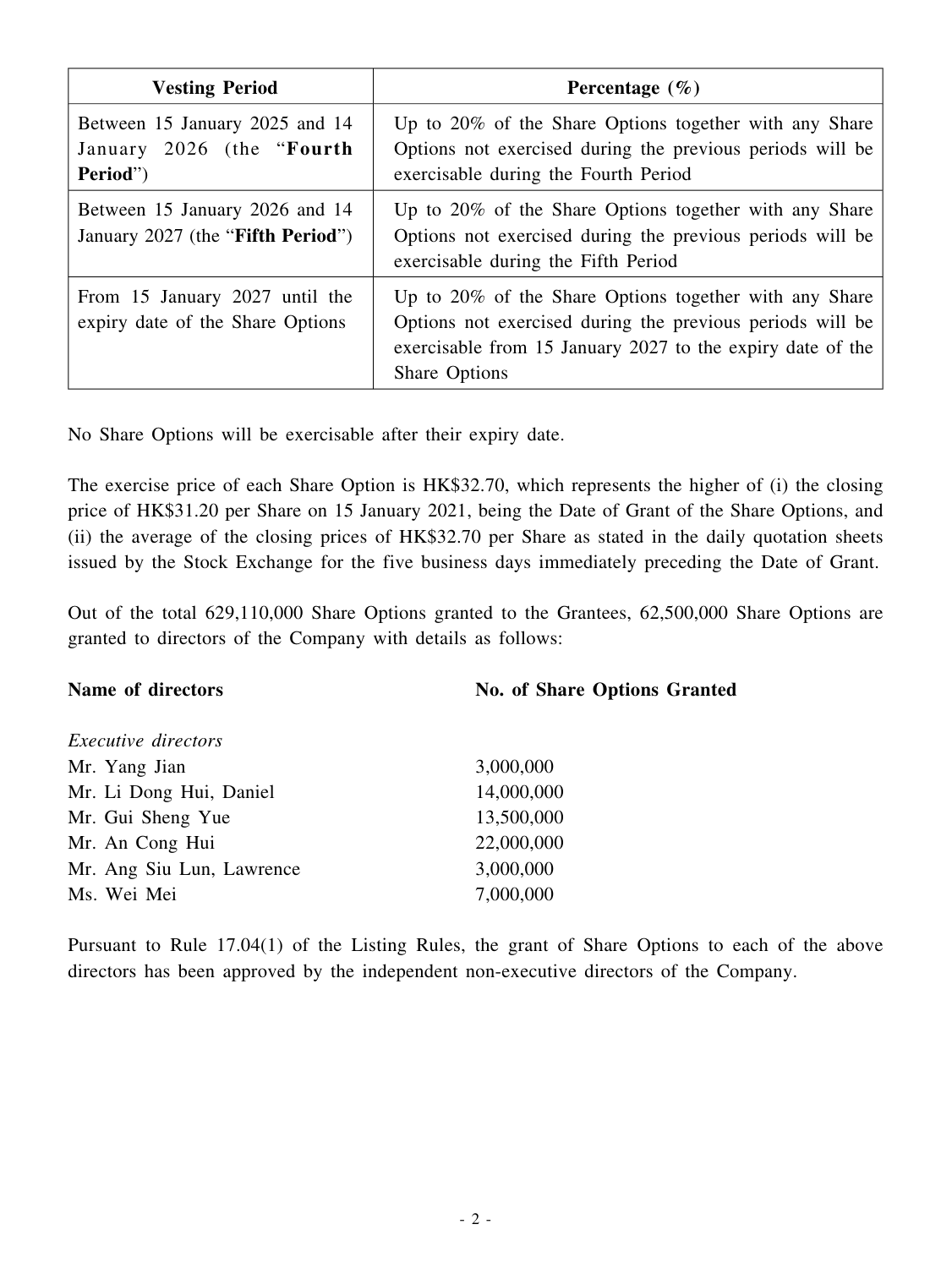| Vesting Period | Percentage (%) |
| --- | --- |
| Between 15 January 2025 and 14 January 2026 (the "**Fourth Period**") | Up to 20% of the Share Options together with any Share Options not exercised during the previous periods will be exercisable during the Fourth Period |
| Between 15 January 2026 and 14 January 2027 (the "**Fifth Period**") | Up to 20% of the Share Options together with any Share Options not exercised during the previous periods will be exercisable during the Fifth Period |
| From 15 January 2027 until the expiry date of the Share Options | Up to 20% of the Share Options together with any Share Options not exercised during the previous periods will be exercisable from 15 January 2027 to the expiry date of the Share Options |

No Share Options will be exercisable after their expiry date.

The exercise price of each Share Option is HK$32.70, which represents the higher of (i) the closing price of HK$31.20 per Share on 15 January 2021, being the Date of Grant of the Share Options, and (ii) the average of the closing prices of HK$32.70 per Share as stated in the daily quotation sheets issued by the Stock Exchange for the five business days immediately preceding the Date of Grant.

Out of the total 629,110,000 Share Options granted to the Grantees, 62,500,000 Share Options are granted to directors of the Company with details as follows:

| **Name of directors** | **No. of Share Options Granted** |
| --- | --- |
| *Executive directors* | |
| Mr. Yang Jian | 3,000,000 |
| Mr. Li Dong Hui, Daniel | 14,000,000 |
| Mr. Gui Sheng Yue | 13,500,000 |
| Mr. An Cong Hui | 22,000,000 |
| Mr. Ang Siu Lun, Lawrence | 3,000,000 |
| Ms. Wei Mei | 7,000,000 |

Pursuant to Rule 17.04(1) of the Listing Rules, the grant of Share Options to each of the above directors has been approved by the independent non-executive directors of the Company.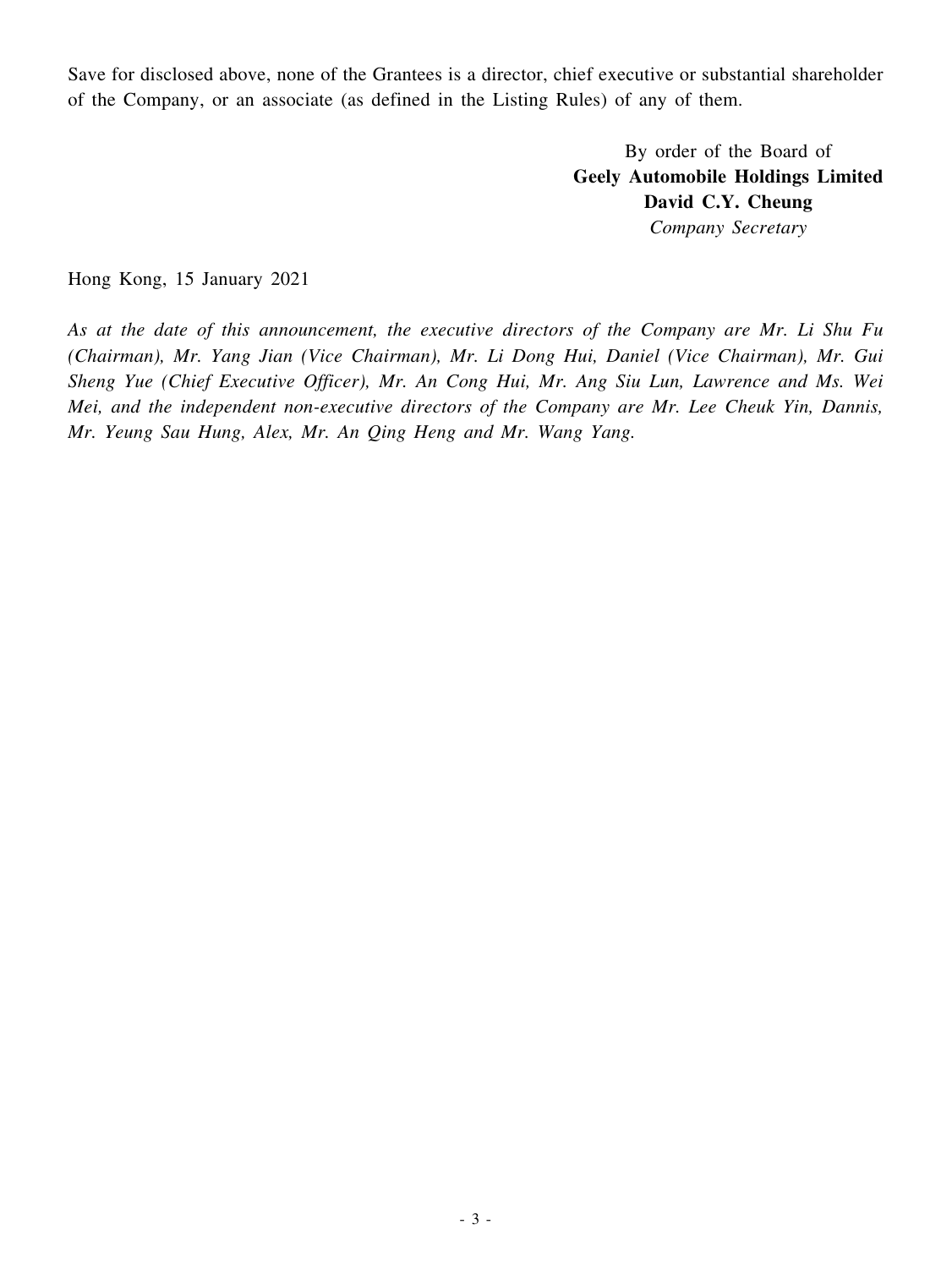Save for disclosed above, none of the Grantees is a director, chief executive or substantial shareholder of the Company, or an associate (as defined in the Listing Rules) of any of them.

By order of the Board of
**Geely Automobile Holdings Limited**
**David C.Y. Cheung**
*Company Secretary*

Hong Kong, 15 January 2021

*As at the date of this announcement, the executive directors of the Company are Mr. Li Shu Fu (Chairman), Mr. Yang Jian (Vice Chairman), Mr. Li Dong Hui, Daniel (Vice Chairman), Mr. Gui Sheng Yue (Chief Executive Officer), Mr. An Cong Hui, Mr. Ang Siu Lun, Lawrence and Ms. Wei Mei, and the independent non-executive directors of the Company are Mr. Lee Cheuk Yin, Dannis, Mr. Yeung Sau Hung, Alex, Mr. An Qing Heng and Mr. Wang Yang.*